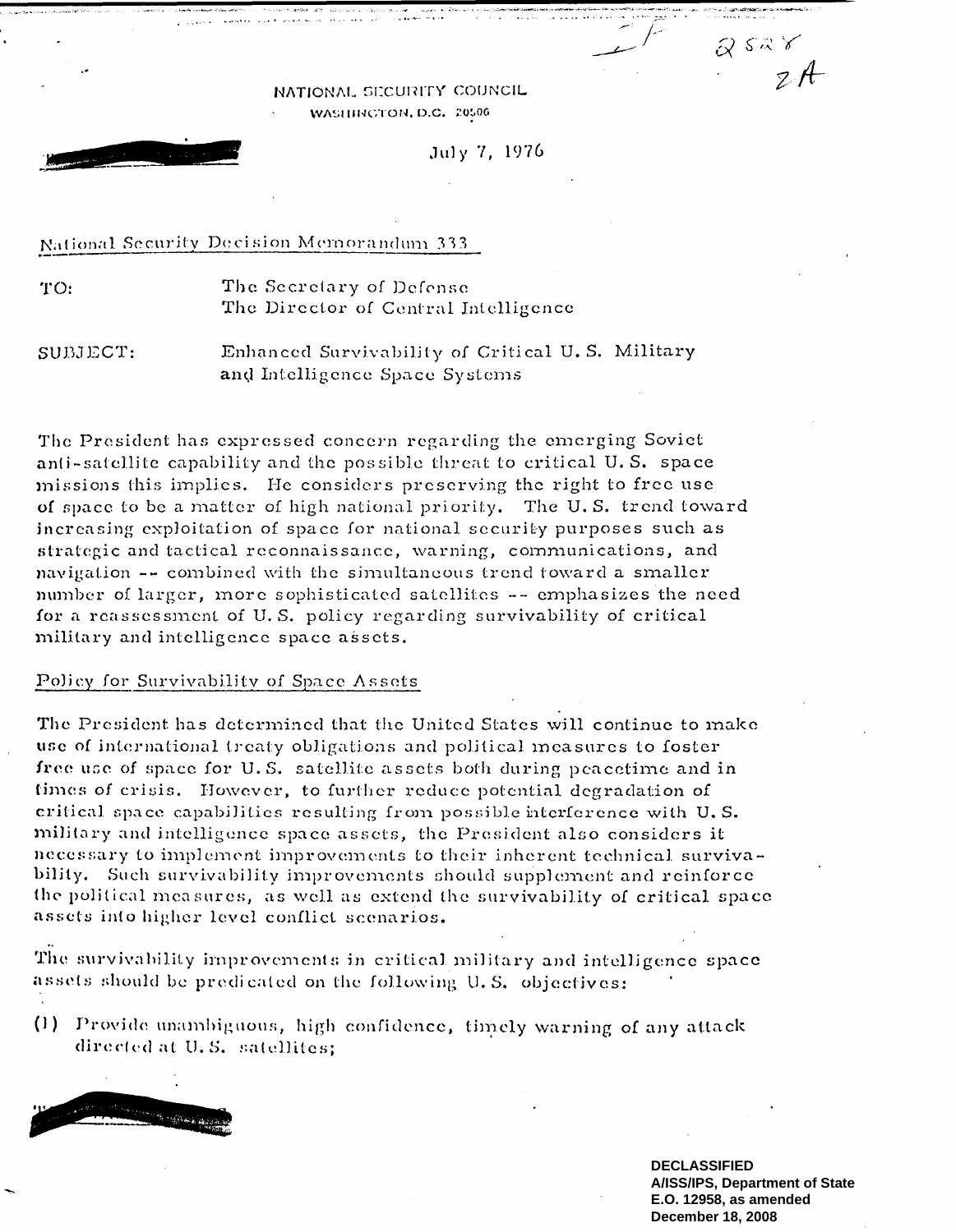NATIONAL SECURITY COUNCIL
WASHINGTON, D.C. 20506

July 7, 1976

National Security Decision Memorandum 333

TO: The Secretary of Defense
The Director of Central Intelligence

SUBJECT: Enhanced Survivability of Critical U.S. Military and Intelligence Space Systems

The President has expressed concern regarding the emerging Soviet anti-satellite capability and the possible threat to critical U.S. space missions this implies. He considers preserving the right to free use of space to be a matter of high national priority. The U.S. trend toward increasing exploitation of space for national security purposes such as strategic and tactical reconnaissance, warning, communications, and navigation -- combined with the simultaneous trend toward a smaller number of larger, more sophisticated satellites -- emphasizes the need for a reassessment of U.S. policy regarding survivability of critical military and intelligence space assets.

Policy for Survivability of Space Assets

The President has determined that the United States will continue to make use of international treaty obligations and political measures to foster free use of space for U.S. satellite assets both during peacetime and in times of crisis. However, to further reduce potential degradation of critical space capabilities resulting from possible interference with U.S. military and intelligence space assets, the President also considers it necessary to implement improvements to their inherent technical survivability. Such survivability improvements should supplement and reinforce the political measures, as well as extend the survivability of critical space assets into higher level conflict scenarios.

The survivability improvements in critical military and intelligence space assets should be predicated on the following U.S. objectives:

(1) Provide unambiguous, high confidence, timely warning of any attack directed at U.S. satellites;

DECLASSIFIED
A/ISS/IPS, Department of State
E.O. 12958, as amended
December 18, 2008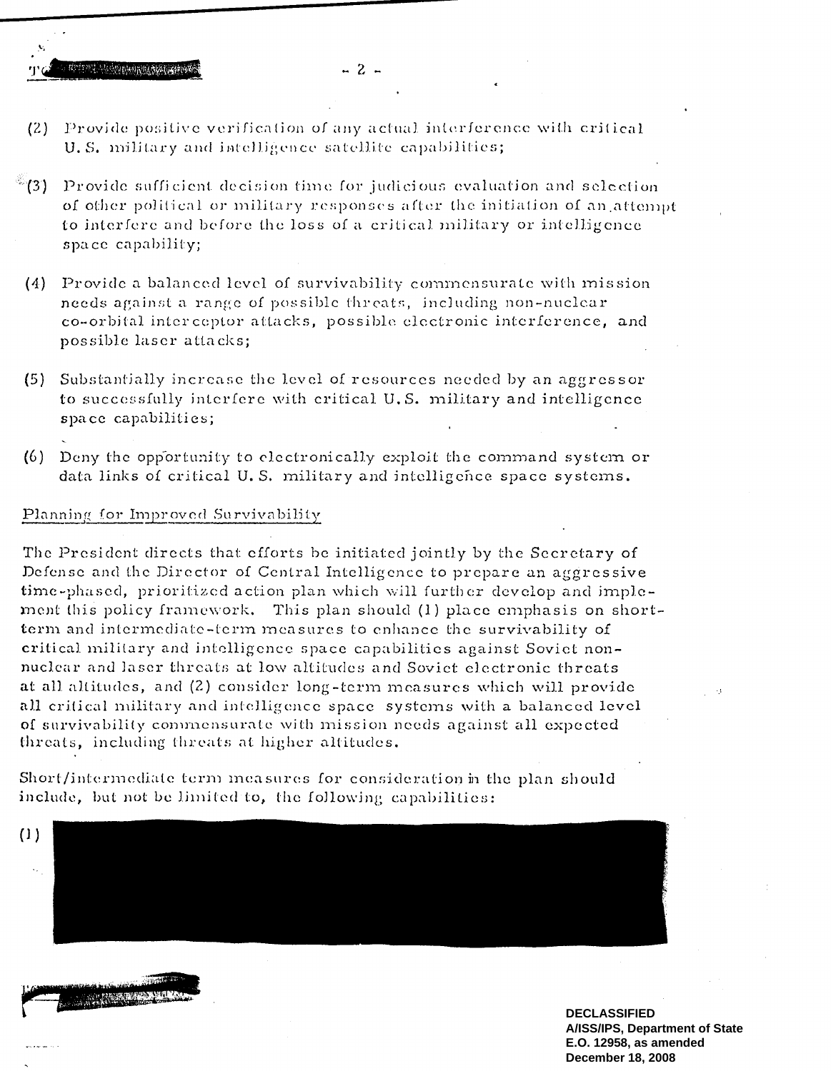(2) Provide positive verification of any actual interference with critical U. S. military and intelligence satellite capabilities;

(3) Provide sufficient decision time for judicious evaluation and selection of other political or military responses after the initiation of an attempt to interfere and before the loss of a critical military or intelligence space capability;

(4) Provide a balanced level of survivability commensurate with mission needs against a range of possible threats, including non-nuclear co-orbital interceptor attacks, possible electronic interference, and possible laser attacks;

(5) Substantially increase the level of resources needed by an aggressor to successfully interfere with critical U.S. military and intelligence space capabilities;

(6) Deny the opportunity to electronically exploit the command system or data links of critical U. S. military and intelligence space systems.

Planning for Improved Survivability

The President directs that efforts be initiated jointly by the Secretary of Defense and the Director of Central Intelligence to prepare an aggressive time-phased, prioritized action plan which will further develop and implement this policy framework. This plan should (1) place emphasis on short-term and intermediate-term measures to enhance the survivability of critical military and intelligence space capabilities against Soviet non-nuclear and laser threats at low altitudes and Soviet electronic threats at all altitudes, and (2) consider long-term measures which will provide all critical military and intelligence space systems with a balanced level of survivability commensurate with mission needs against all expected threats, including threats at higher altitudes.

Short/intermediate term measures for consideration in the plan should include, but not be limited to, the following capabilities:

(1) [REDACTED]

DECLASSIFIED
A/ISS/IPS, Department of State
E.O. 12958, as amended
December 18, 2008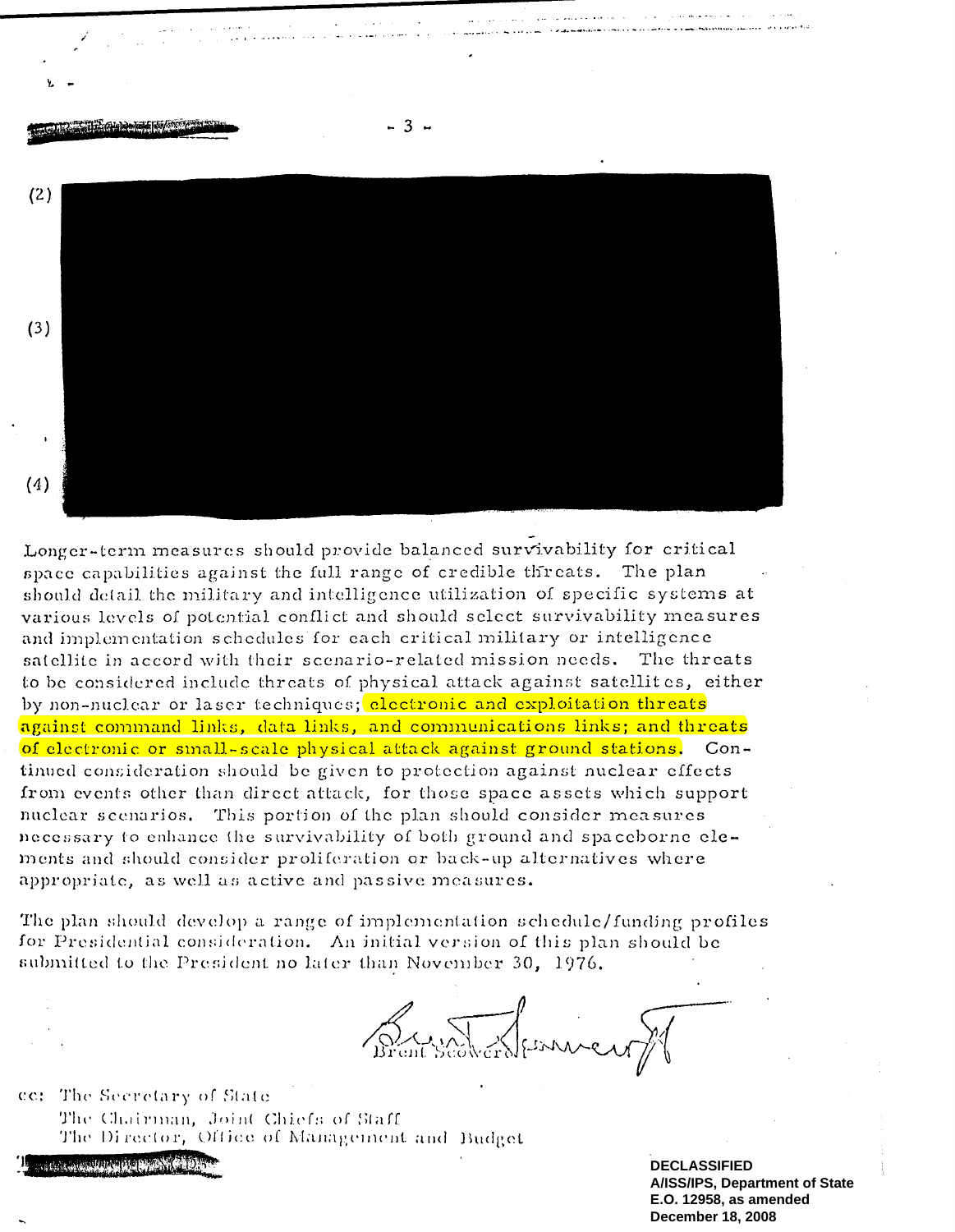(2)

(3)

(4)

Longer-term measures should provide balanced survivability for critical space capabilities against the full range of credible threats. The plan should detail the military and intelligence utilization of specific systems at various levels of potential conflict and should select survivability measures and implementation schedules for each critical military or intelligence satellite in accord with their scenario-related mission needs. The threats to be considered include threats of physical attack against satellites, either by non-nuclear or laser techniques; electronic and exploitation threats against command links, data links, and communications links; and threats of electronic or small-scale physical attack against ground stations. Continued consideration should be given to protection against nuclear effects from events other than direct attack, for those space assets which support nuclear scenarios. This portion of the plan should consider measures necessary to enhance the survivability of both ground and spaceborne elements and should consider proliferation or back-up alternatives where appropriate, as well as active and passive measures.

The plan should develop a range of implementation schedule/funding profiles for Presidential consideration. An initial version of this plan should be submitted to the President no later than November 30, 1976.

Brent Scowcroft

cc: The Secretary of State
The Chairman, Joint Chiefs of Staff
The Director, Office of Management and Budget

**DECLASSIFIED**
**A/ISS/IPS, Department of State**
**E.O. 12958, as amended**
**December 18, 2008**